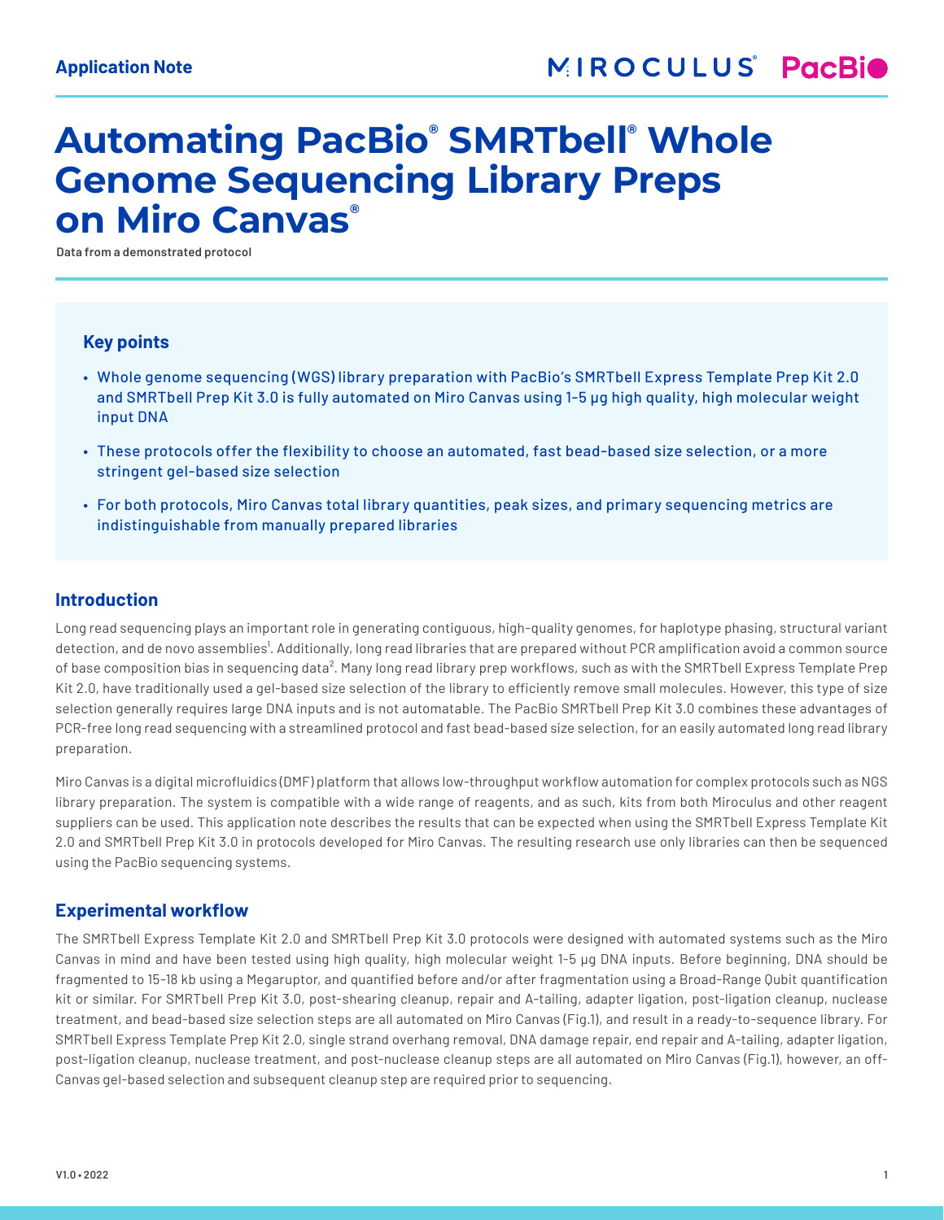Application Note

# Automating PacBio® SMRTbell® Whole Genome Sequencing Library Preps on Miro Canvas®

Data from a demonstrated protocol

### Key points

- Whole genome sequencing (WGS) library preparation with PacBio's SMRTbell Express Template Prep Kit 2.0 and SMRTbell Prep Kit 3.0 is fully automated on Miro Canvas using 1-5 µg high quality, high molecular weight input DNA
- These protocols offer the flexibility to choose an automated, fast bead-based size selection, or a more stringent gel-based size selection
- For both protocols, Miro Canvas total library quantities, peak sizes, and primary sequencing metrics are indistinguishable from manually prepared libraries

## Introduction

Long read sequencing plays an important role in generating contiguous, high-quality genomes, for haplotype phasing, structural variant detection, and de novo assemblies[1]. Additionally, long read libraries that are prepared without PCR amplification avoid a common source of base composition bias in sequencing data[2]. Many long read library prep workflows, such as with the SMRTbell Express Template Prep Kit 2.0, have traditionally used a gel-based size selection of the library to efficiently remove small molecules. However, this type of size selection generally requires large DNA inputs and is not automatable. The PacBio SMRTbell Prep Kit 3.0 combines these advantages of PCR-free long read sequencing with a streamlined protocol and fast bead-based size selection, for an easily automated long read library preparation.

Miro Canvas is a digital microfluidics (DMF) platform that allows low-throughput workflow automation for complex protocols such as NGS library preparation. The system is compatible with a wide range of reagents, and as such, kits from both Miroculus and other reagent suppliers can be used. This application note describes the results that can be expected when using the SMRTbell Express Template Kit 2.0 and SMRTbell Prep Kit 3.0 in protocols developed for Miro Canvas. The resulting research use only libraries can then be sequenced using the PacBio sequencing systems.

## Experimental workflow

The SMRTbell Express Template Kit 2.0 and SMRTbell Prep Kit 3.0 protocols were designed with automated systems such as the Miro Canvas in mind and have been tested using high quality, high molecular weight 1-5 µg DNA inputs. Before beginning, DNA should be fragmented to 15-18 kb using a Megaruptor, and quantified before and/or after fragmentation using a Broad-Range Qubit quantification kit or similar. For SMRTbell Prep Kit 3.0, post-shearing cleanup, repair and A-tailing, adapter ligation, post-ligation cleanup, nuclease treatment, and bead-based size selection steps are all automated on Miro Canvas (Fig.1), and result in a ready-to-sequence library. For SMRTbell Express Template Prep Kit 2.0, single strand overhang removal, DNA damage repair, end repair and A-tailing, adapter ligation, post-ligation cleanup, nuclease treatment, and post-nuclease cleanup steps are all automated on Miro Canvas (Fig.1), however, an off-Canvas gel-based selection and subsequent cleanup step are required prior to sequencing.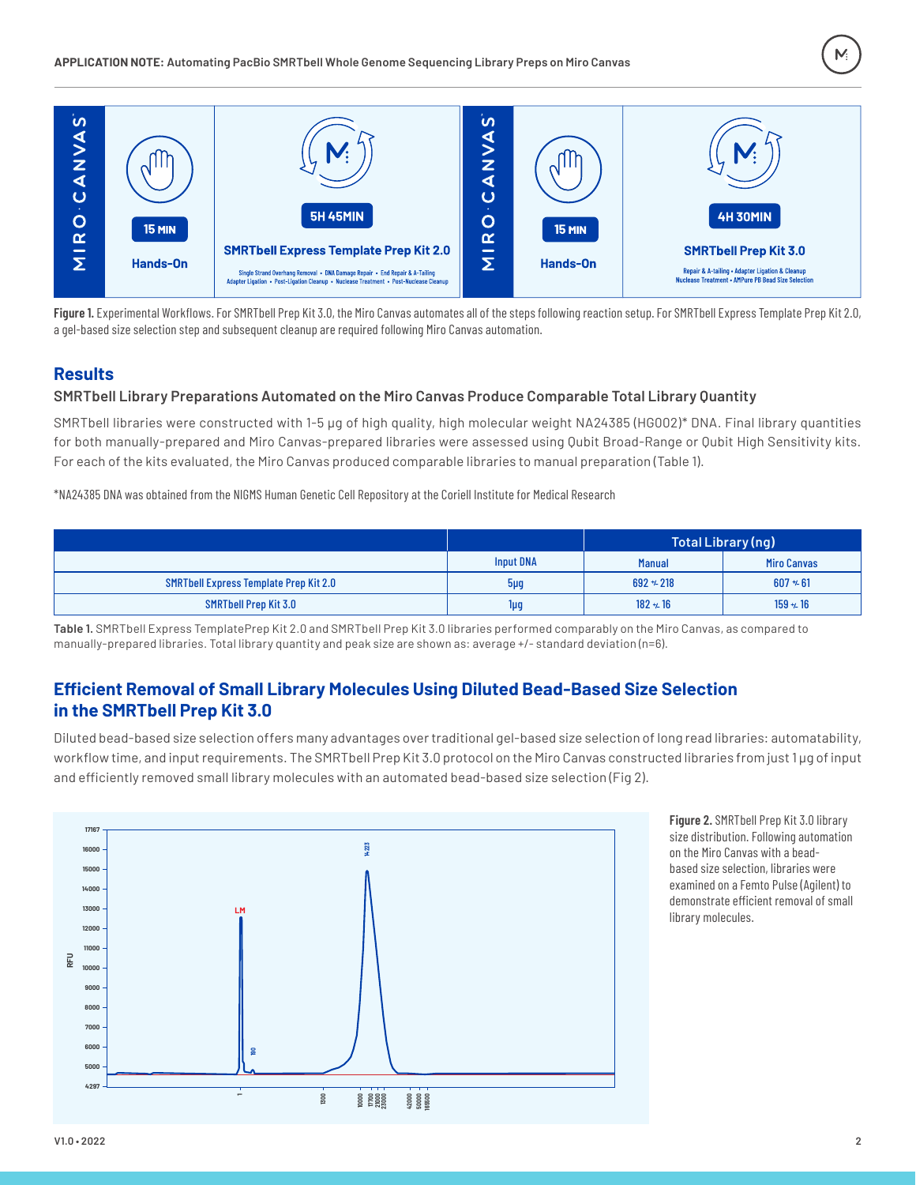| MIRO CANVAS | 15 MIN Hands-On | 5H 45MIN SMRTbell Express Template Prep Kit 2.0 | MIRO CANVAS | 15 MIN Hands-On | 4H 30MIN SMRTbell Prep Kit 3.0 |
|---|---|---|---|---|---|
| | | Single Strand Overhang Removal • DNA Damage Repair • End Repair & A-Tailing Adapter Ligation • Post-Ligation Cleanup • Nuclease Treatment • Post-Nuclease Cleanup | | | Repair & A-tailing • Adapter Ligation & Cleanup Nuclease Treatment • AMPure PB Bead Size Selection |

**Figure 1.** Experimental Workflows. For SMRTbell Prep Kit 3.0, the Miro Canvas automates all of the steps following reaction setup. For SMRTbell Express Template Prep Kit 2.0, a gel-based size selection step and subsequent cleanup are required following Miro Canvas automation.

## Results

### SMRTbell Library Preparations Automated on the Miro Canvas Produce Comparable Total Library Quantity

SMRTbell libraries were constructed with 1-5 µg of high quality, high molecular weight NA24385 (HG002)* DNA. Final library quantities for both manually-prepared and Miro Canvas-prepared libraries were assessed using Qubit Broad-Range or Qubit High Sensitivity kits. For each of the kits evaluated, the Miro Canvas produced comparable libraries to manual preparation (Table 1).

*NA24385 DNA was obtained from the NIGMS Human Genetic Cell Repository at the Coriell Institute for Medical Research

| | | Total Library (ng) | |
|---|---|---|---|
| | Input DNA | Manual | Miro Canvas |
| SMRTbell Express Template Prep Kit 2.0 | 5µg | 692 +- 218 | 607 +- 61 |
| SMRTbell Prep Kit 3.0 | 1µg | 182 +- 16 | 159 +- 16 |

**Table 1.** SMRTbell Express TemplatePrep Kit 2.0 and SMRTbell Prep Kit 3.0 libraries performed comparably on the Miro Canvas, as compared to manually-prepared libraries. Total library quantity and peak size are shown as: average +/- standard deviation (n=6).

## Efficient Removal of Small Library Molecules Using Diluted Bead-Based Size Selection in the SMRTbell Prep Kit 3.0

Diluted bead-based size selection offers many advantages over traditional gel-based size selection of long read libraries: automatability, workflow time, and input requirements. The SMRTbell Prep Kit 3.0 protocol on the Miro Canvas constructed libraries from just 1 µg of input and efficiently removed small library molecules with an automated bead-based size selection (Fig 2).

**Figure 2.** SMRTbell Prep Kit 3.0 library size distribution. Following automation on the Miro Canvas with a bead-based size selection, libraries were examined on a Femto Pulse (Agilent) to demonstrate efficient removal of small library molecules.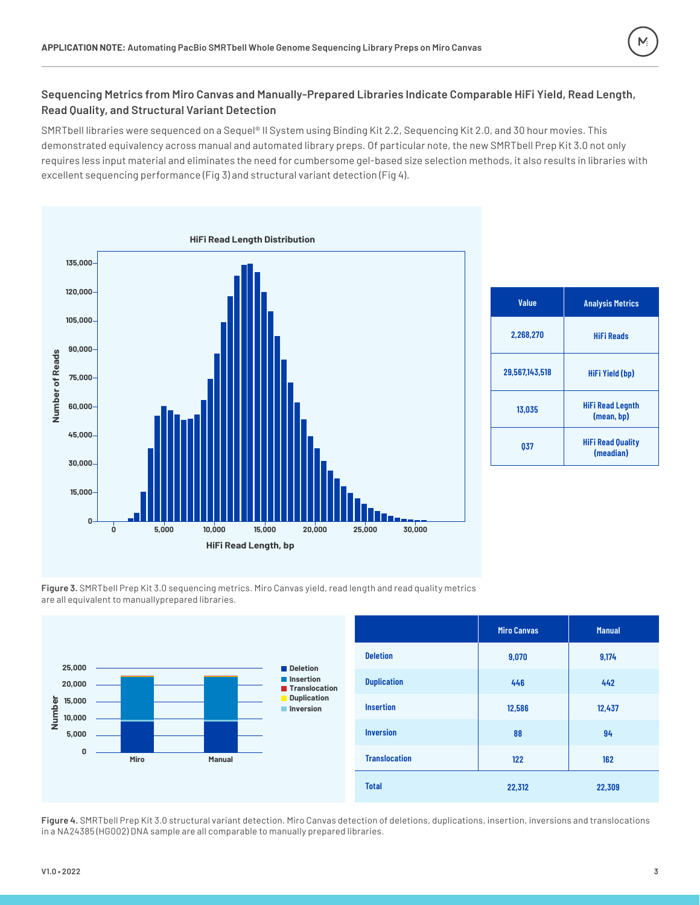### Sequencing Metrics from Miro Canvas and Manually-Prepared Libraries Indicate Comparable HiFi Yield, Read Length, Read Quality, and Structural Variant Detection

SMRTbell libraries were sequenced on a Sequel® II System using Binding Kit 2.2, Sequencing Kit 2.0, and 30 hour movies. This demonstrated equivalency across manual and automated library preps. Of particular note, the new SMRTbell Prep Kit 3.0 not only requires less input material and eliminates the need for cumbersome gel-based size selection methods, it also results in libraries with excellent sequencing performance (Fig 3) and structural variant detection (Fig 4).

| Value | Analysis Metrics |
| --- | --- |
| 2,268,270 | HiFi Reads |
| 29,567,143,518 | HiFi Yield (bp) |
| 13,035 | HiFi Read Legnth (mean, bp) |
| Q37 | HiFi Read Quality (meadian) |

**Figure 3.** SMRTbell Prep Kit 3.0 sequencing metrics. Miro Canvas yield, read length and read quality metrics are all equivalent to manuallyprepared libraries.

| | Miro Canvas | Manual |
| --- | --- | --- |
| Deletion | 9,070 | 9,174 |
| Duplication | 446 | 442 |
| Insertion | 12,586 | 12,437 |
| Inversion | 88 | 94 |
| Translocation | 122 | 162 |
| Total | 22,312 | 22,309 |

**Figure 4.** SMRTbell Prep Kit 3.0 structural variant detection. Miro Canvas detection of deletions, duplications, insertion, inversions and translocations in a NA24385 (HG002) DNA sample are all comparable to manually prepared libraries.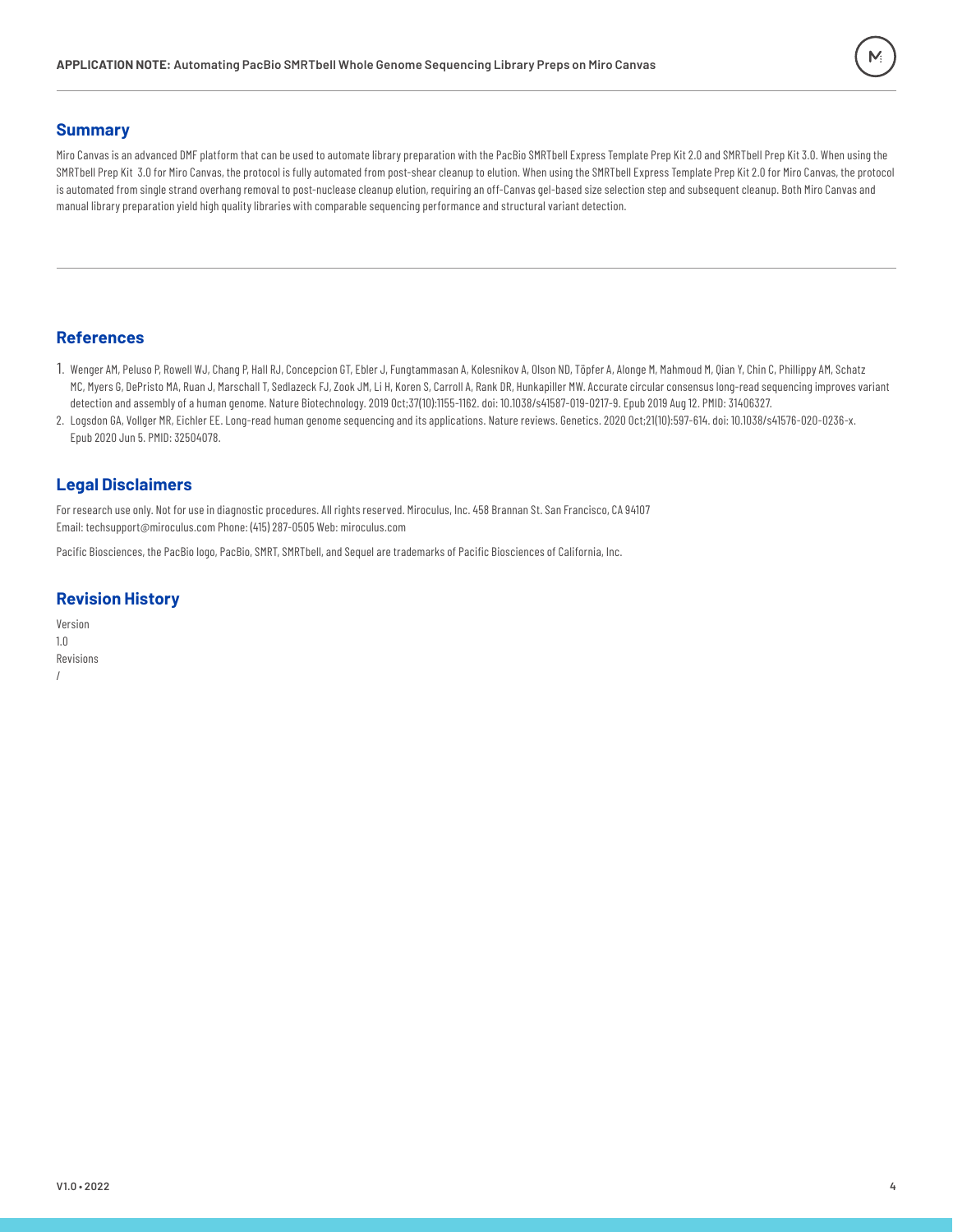## Summary

Miro Canvas is an advanced DMF platform that can be used to automate library preparation with the PacBio SMRTbell Express Template Prep Kit 2.0 and SMRTbell Prep Kit 3.0. When using the SMRTbell Prep Kit 3.0 for Miro Canvas, the protocol is fully automated from post-shear cleanup to elution. When using the SMRTbell Express Template Prep Kit 2.0 for Miro Canvas, the protocol is automated from single strand overhang removal to post-nuclease cleanup elution, requiring an off-Canvas gel-based size selection step and subsequent cleanup. Both Miro Canvas and manual library preparation yield high quality libraries with comparable sequencing performance and structural variant detection.

## References

1. Wenger AM, Peluso P, Rowell WJ, Chang P, Hall RJ, Concepcion GT, Ebler J, Fungtammasan A, Kolesnikov A, Olson ND, Töpfer A, Alonge M, Mahmoud M, Qian Y, Chin C, Phillippy AM, Schatz MC, Myers G, DePristo MA, Ruan J, Marschall T, Sedlazeck FJ, Zook JM, Li H, Koren S, Carroll A, Rank DR, Hunkapiller MW. Accurate circular consensus long-read sequencing improves variant detection and assembly of a human genome. Nature Biotechnology. 2019 Oct;37(10):1155-1162. doi: 10.1038/s41587-019-0217-9. Epub 2019 Aug 12. PMID: 31406327.
2. Logsdon GA, Vollger MR, Eichler EE. Long-read human genome sequencing and its applications. Nature reviews. Genetics. 2020 Oct;21(10):597-614. doi: 10.1038/s41576-020-0236-x. Epub 2020 Jun 5. PMID: 32504078.

## Legal Disclaimers

For research use only. Not for use in diagnostic procedures. All rights reserved. Miroculus, Inc. 458 Brannan St. San Francisco, CA 94107
Email: techsupport@miroculus.com Phone: (415) 287-0505 Web: miroculus.com

Pacific Biosciences, the PacBio logo, PacBio, SMRT, SMRTbell, and Sequel are trademarks of Pacific Biosciences of California, Inc.

## Revision History

| Version | Revisions |
| --- | --- |
| 1.0 | / |